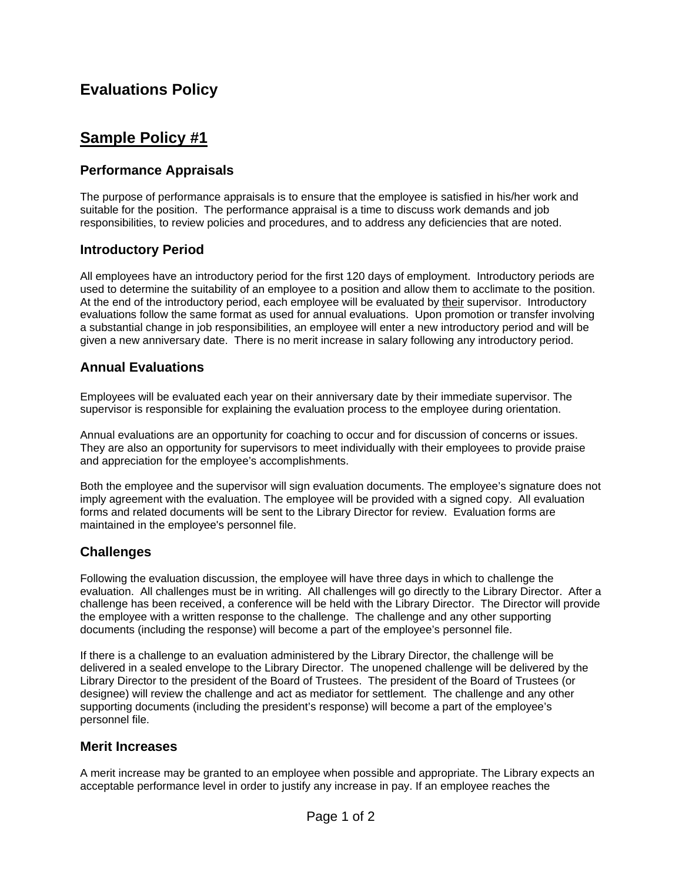# Evaluations Policy

## Sample Policy #1

### Performance Appraisals

The purpose of performance appraisals is to ensure that the employee is satisfied in his/her work and suitable for the position. The performance appraisal is a time to discuss work demands and job responsibilities, to review policies and procedures, and to address any deficiencies that are noted.

### Introductory Period

All employees have an introductory period for the first 120 days of employment. Introductory periods are used to determine the suitability of an employee to a position and allow them to acclimate to the position. At the end of the introductory period, each employee will be evaluated by <u>their</u> supervisor. Introductory evaluations follow the same format as used for annual evaluations. Upon promotion or transfer involving a substantial change in job responsibilities, an employee will enter a new introductory period and will be given a new anniversary date. There is no merit increase in salary following any introductory period.

### Annual Evaluations

Employees will be evaluated each year on their anniversary date by their immediate supervisor. The supervisor is responsible for explaining the evaluation process to the employee during orientation.

Annual evaluations are an opportunity for coaching to occur and for discussion of concerns or issues. They are also an opportunity for supervisors to meet individually with their employees to provide praise and appreciation for the employee's accomplishments.

Both the employee and the supervisor will sign evaluation documents. The employee's signature does not imply agreement with the evaluation. The employee will be provided with a signed copy. All evaluation forms and related documents will be sent to the Library Director for review. Evaluation forms are maintained in the employee's personnel file.

### Challenges

Following the evaluation discussion, the employee will have three days in which to challenge the evaluation. All challenges must be in writing. All challenges will go directly to the Library Director. After a challenge has been received, a conference will be held with the Library Director. The Director will provide the employee with a written response to the challenge. The challenge and any other supporting documents (including the response) will become a part of the employee's personnel file.

If there is a challenge to an evaluation administered by the Library Director, the challenge will be delivered in a sealed envelope to the Library Director. The unopened challenge will be delivered by the Library Director to the president of the Board of Trustees. The president of the Board of Trustees (or designee) will review the challenge and act as mediator for settlement. The challenge and any other supporting documents (including the president's response) will become a part of the employee's personnel file.

### Merit Increases

A merit increase may be granted to an employee when possible and appropriate. The Library expects an acceptable performance level in order to justify any increase in pay. If an employee reaches the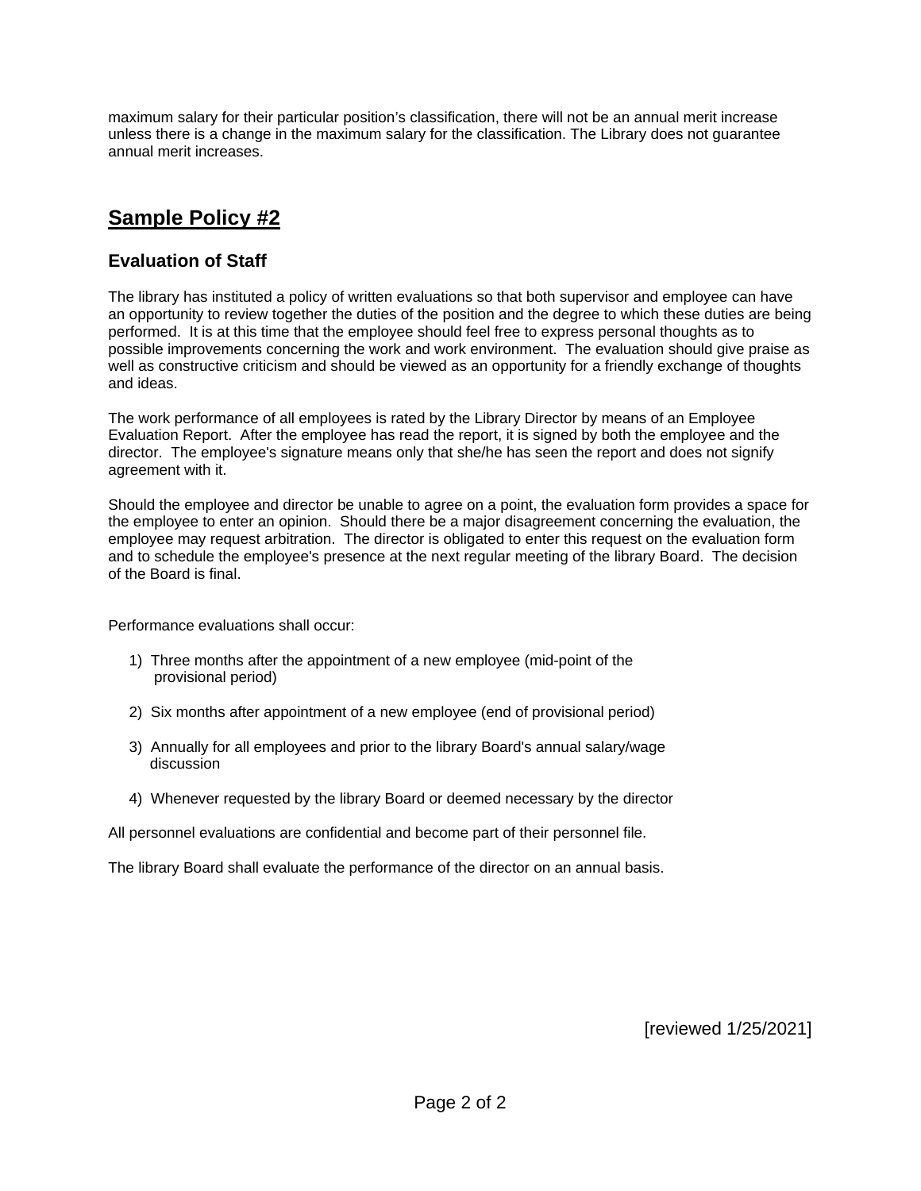maximum salary for their particular position's classification, there will not be an annual merit increase unless there is a change in the maximum salary for the classification. The Library does not guarantee annual merit increases.

## **Sample Policy #2**

### Evaluation of Staff

The library has instituted a policy of written evaluations so that both supervisor and employee can have an opportunity to review together the duties of the position and the degree to which these duties are being performed. It is at this time that the employee should feel free to express personal thoughts as to possible improvements concerning the work and work environment. The evaluation should give praise as well as constructive criticism and should be viewed as an opportunity for a friendly exchange of thoughts and ideas.

The work performance of all employees is rated by the Library Director by means of an Employee Evaluation Report. After the employee has read the report, it is signed by both the employee and the director. The employee's signature means only that she/he has seen the report and does not signify agreement with it.

Should the employee and director be unable to agree on a point, the evaluation form provides a space for the employee to enter an opinion. Should there be a major disagreement concerning the evaluation, the employee may request arbitration. The director is obligated to enter this request on the evaluation form and to schedule the employee's presence at the next regular meeting of the library Board. The decision of the Board is final.

Performance evaluations shall occur:

1) Three months after the appointment of a new employee (mid-point of the provisional period)

2) Six months after appointment of a new employee (end of provisional period)

3) Annually for all employees and prior to the library Board's annual salary/wage discussion

4) Whenever requested by the library Board or deemed necessary by the director

All personnel evaluations are confidential and become part of their personnel file.

The library Board shall evaluate the performance of the director on an annual basis.

[reviewed 1/25/2021]